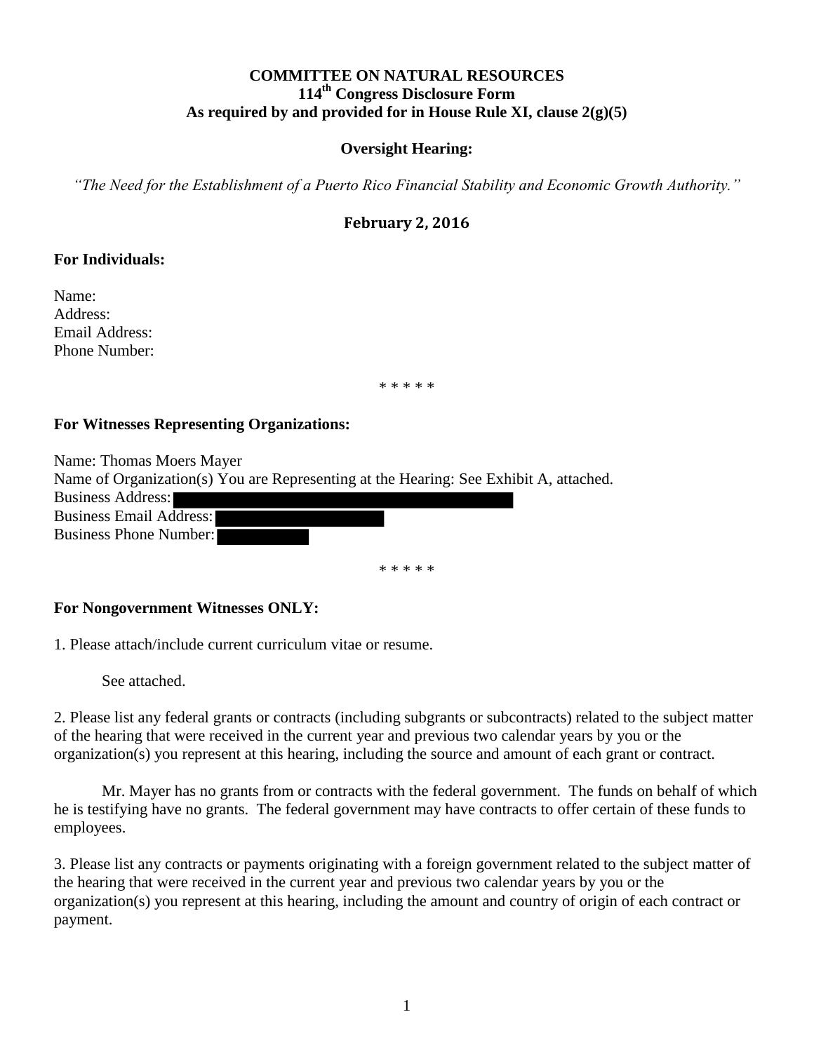**COMMITTEE ON NATURAL RESOURCES**
**114th Congress Disclosure Form**
**As required by and provided for in House Rule XI, clause 2(g)(5)**

**Oversight Hearing:**

*"The Need for the Establishment of a Puerto Rico Financial Stability and Economic Growth Authority."*

**February 2, 2016**

**For Individuals:**

Name:
Address:
Email Address:
Phone Number:

\* \* \* \* \*

**For Witnesses Representing Organizations:**

Name: Thomas Moers Mayer
Name of Organization(s) You are Representing at the Hearing: See Exhibit A, attached.
Business Address:
Business Email Address:
Business Phone Number:

\* \* \* \* \*

**For Nongovernment Witnesses ONLY:**

1. Please attach/include current curriculum vitae or resume.

   See attached.

2. Please list any federal grants or contracts (including subgrants or subcontracts) related to the subject matter of the hearing that were received in the current year and previous two calendar years by you or the organization(s) you represent at this hearing, including the source and amount of each grant or contract.

   Mr. Mayer has no grants from or contracts with the federal government. The funds on behalf of which he is testifying have no grants. The federal government may have contracts to offer certain of these funds to employees.

3. Please list any contracts or payments originating with a foreign government related to the subject matter of the hearing that were received in the current year and previous two calendar years by you or the organization(s) you represent at this hearing, including the amount and country of origin of each contract or payment.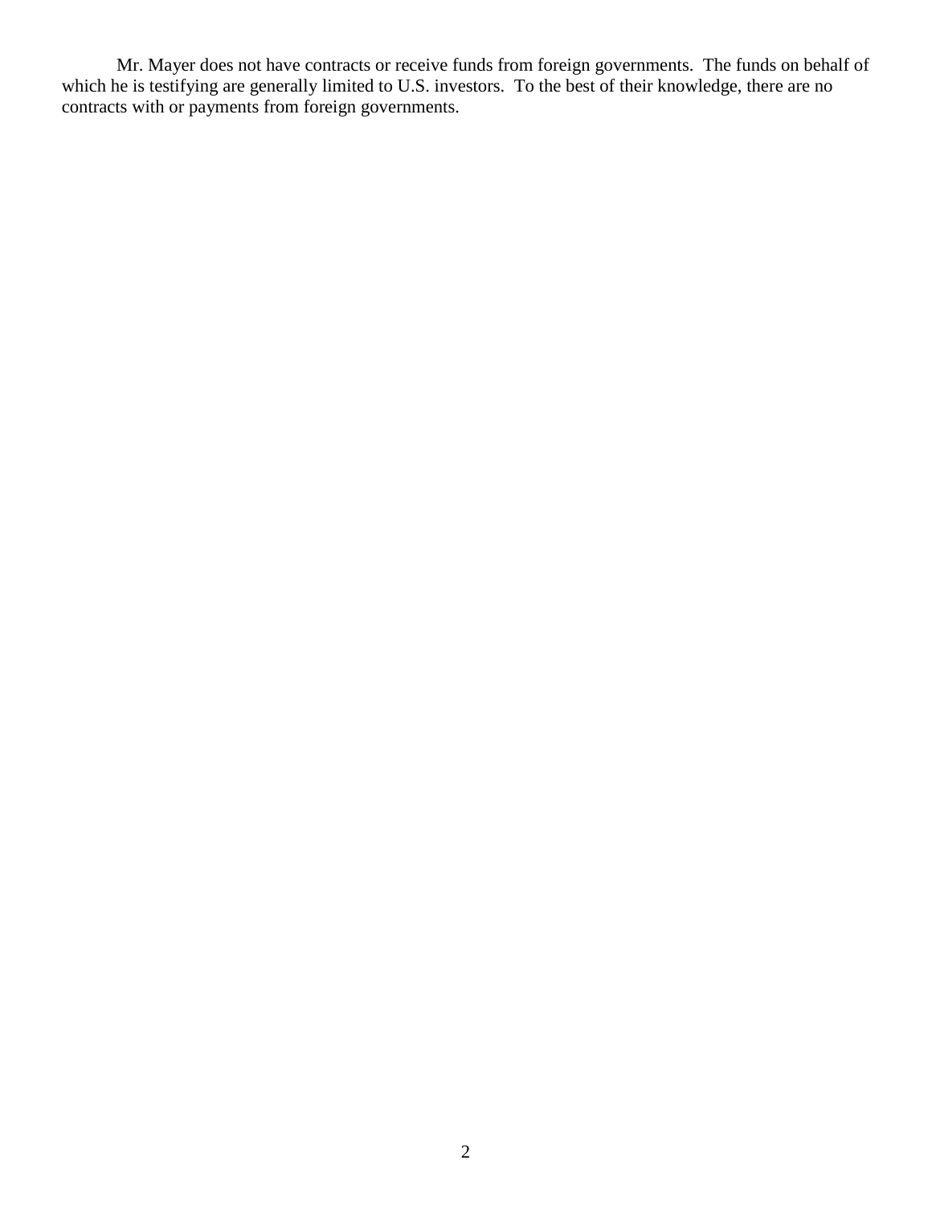Mr. Mayer does not have contracts or receive funds from foreign governments. The funds on behalf of which he is testifying are generally limited to U.S. investors. To the best of their knowledge, there are no contracts with or payments from foreign governments.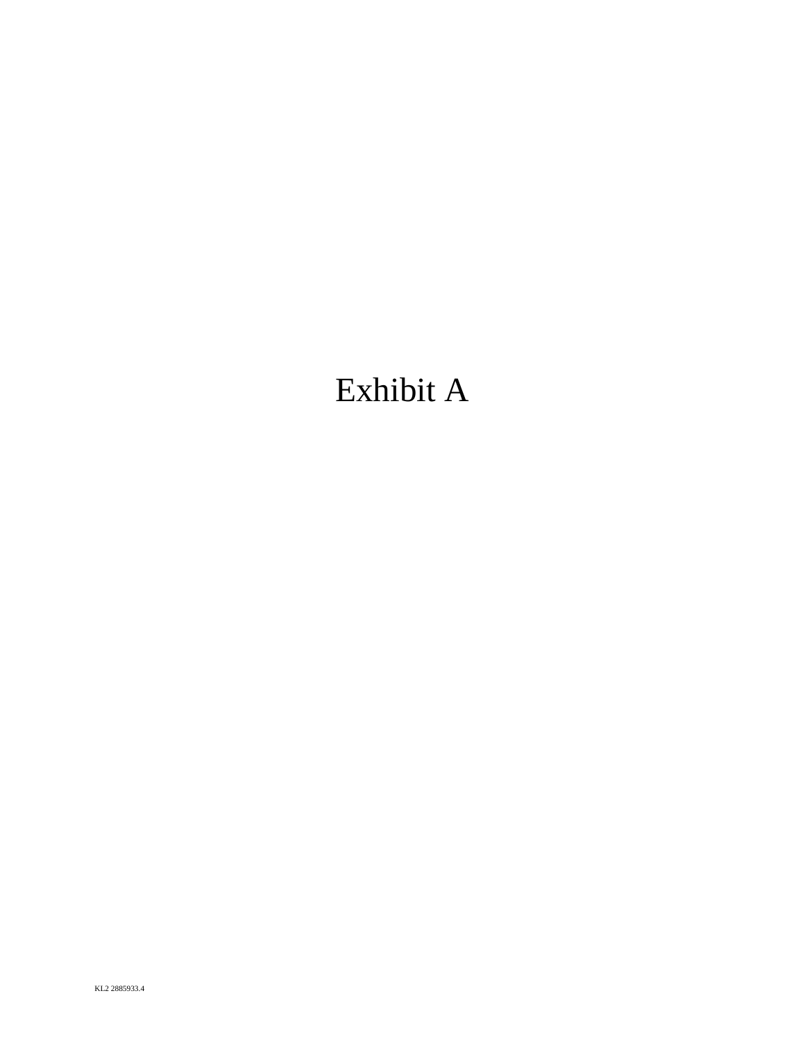# Exhibit A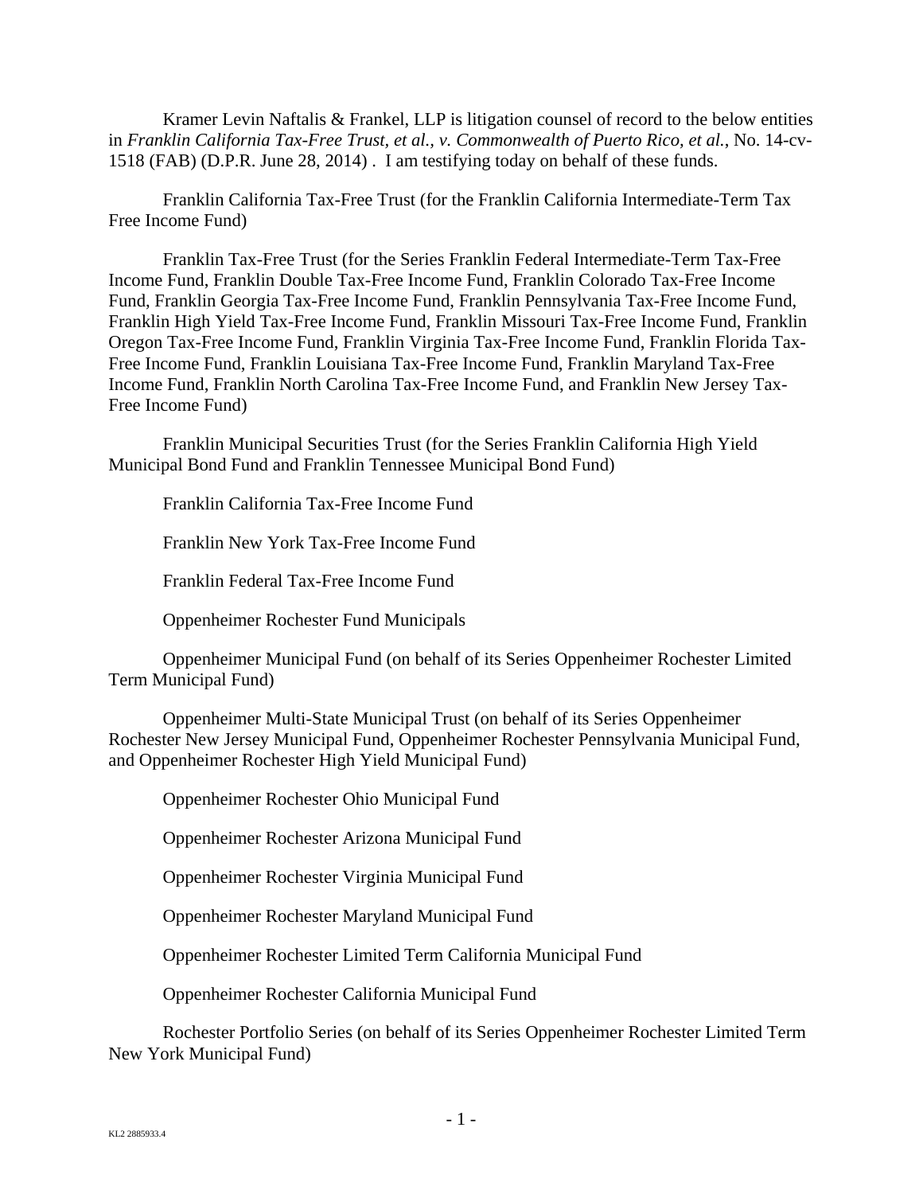Kramer Levin Naftalis & Frankel, LLP is litigation counsel of record to the below entities in *Franklin California Tax-Free Trust, et al., v. Commonwealth of Puerto Rico, et al.*, No. 14-cv-1518 (FAB) (D.P.R. June 28, 2014) . I am testifying today on behalf of these funds.

Franklin California Tax-Free Trust (for the Franklin California Intermediate-Term Tax Free Income Fund)

Franklin Tax-Free Trust (for the Series Franklin Federal Intermediate-Term Tax-Free Income Fund, Franklin Double Tax-Free Income Fund, Franklin Colorado Tax-Free Income Fund, Franklin Georgia Tax-Free Income Fund, Franklin Pennsylvania Tax-Free Income Fund, Franklin High Yield Tax-Free Income Fund, Franklin Missouri Tax-Free Income Fund, Franklin Oregon Tax-Free Income Fund, Franklin Virginia Tax-Free Income Fund, Franklin Florida Tax-Free Income Fund, Franklin Louisiana Tax-Free Income Fund, Franklin Maryland Tax-Free Income Fund, Franklin North Carolina Tax-Free Income Fund, and Franklin New Jersey Tax-Free Income Fund)

Franklin Municipal Securities Trust (for the Series Franklin California High Yield Municipal Bond Fund and Franklin Tennessee Municipal Bond Fund)

Franklin California Tax-Free Income Fund

Franklin New York Tax-Free Income Fund

Franklin Federal Tax-Free Income Fund

Oppenheimer Rochester Fund Municipals

Oppenheimer Municipal Fund (on behalf of its Series Oppenheimer Rochester Limited Term Municipal Fund)

Oppenheimer Multi-State Municipal Trust (on behalf of its Series Oppenheimer Rochester New Jersey Municipal Fund, Oppenheimer Rochester Pennsylvania Municipal Fund, and Oppenheimer Rochester High Yield Municipal Fund)

Oppenheimer Rochester Ohio Municipal Fund

Oppenheimer Rochester Arizona Municipal Fund

Oppenheimer Rochester Virginia Municipal Fund

Oppenheimer Rochester Maryland Municipal Fund

Oppenheimer Rochester Limited Term California Municipal Fund

Oppenheimer Rochester California Municipal Fund

Rochester Portfolio Series (on behalf of its Series Oppenheimer Rochester Limited Term New York Municipal Fund)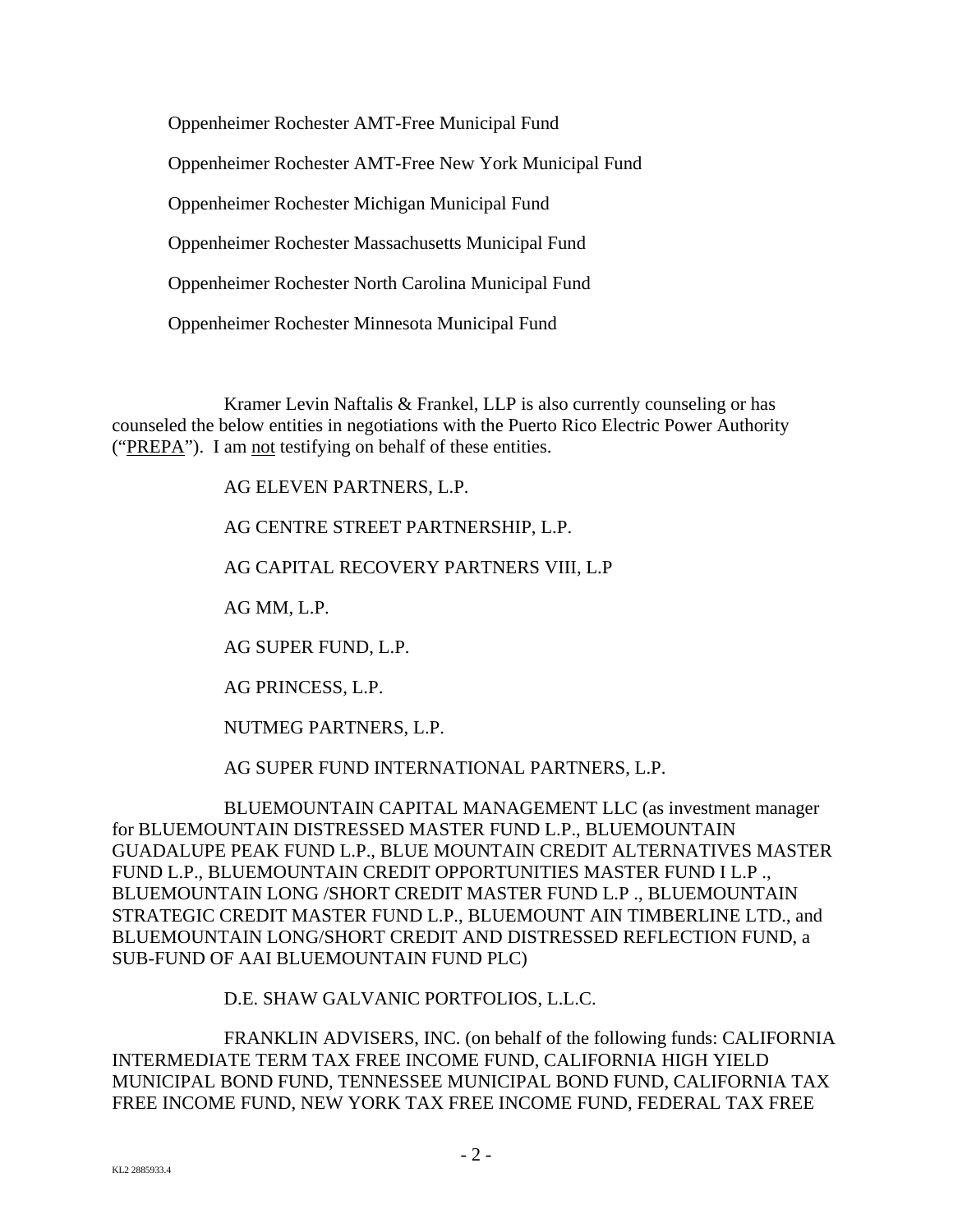Oppenheimer Rochester AMT-Free Municipal Fund

Oppenheimer Rochester AMT-Free New York Municipal Fund

Oppenheimer Rochester Michigan Municipal Fund

Oppenheimer Rochester Massachusetts Municipal Fund

Oppenheimer Rochester North Carolina Municipal Fund

Oppenheimer Rochester Minnesota Municipal Fund

Kramer Levin Naftalis & Frankel, LLP is also currently counseling or has counseled the below entities in negotiations with the Puerto Rico Electric Power Authority ("PREPA"). I am not testifying on behalf of these entities.

AG ELEVEN PARTNERS, L.P.

AG CENTRE STREET PARTNERSHIP, L.P.

AG CAPITAL RECOVERY PARTNERS VIII, L.P

AG MM, L.P.

AG SUPER FUND, L.P.

AG PRINCESS, L.P.

NUTMEG PARTNERS, L.P.

AG SUPER FUND INTERNATIONAL PARTNERS, L.P.

BLUEMOUNTAIN CAPITAL MANAGEMENT LLC (as investment manager for BLUEMOUNTAIN DISTRESSED MASTER FUND L.P., BLUEMOUNTAIN GUADALUPE PEAK FUND L.P., BLUE MOUNTAIN CREDIT ALTERNATIVES MASTER FUND L.P., BLUEMOUNTAIN CREDIT OPPORTUNITIES MASTER FUND I L.P ., BLUEMOUNTAIN LONG /SHORT CREDIT MASTER FUND L.P ., BLUEMOUNTAIN STRATEGIC CREDIT MASTER FUND L.P., BLUEMOUNT AIN TIMBERLINE LTD., and BLUEMOUNTAIN LONG/SHORT CREDIT AND DISTRESSED REFLECTION FUND, a SUB-FUND OF AAI BLUEMOUNTAIN FUND PLC)

D.E. SHAW GALVANIC PORTFOLIOS, L.L.C.

FRANKLIN ADVISERS, INC. (on behalf of the following funds: CALIFORNIA INTERMEDIATE TERM TAX FREE INCOME FUND, CALIFORNIA HIGH YIELD MUNICIPAL BOND FUND, TENNESSEE MUNICIPAL BOND FUND, CALIFORNIA TAX FREE INCOME FUND, NEW YORK TAX FREE INCOME FUND, FEDERAL TAX FREE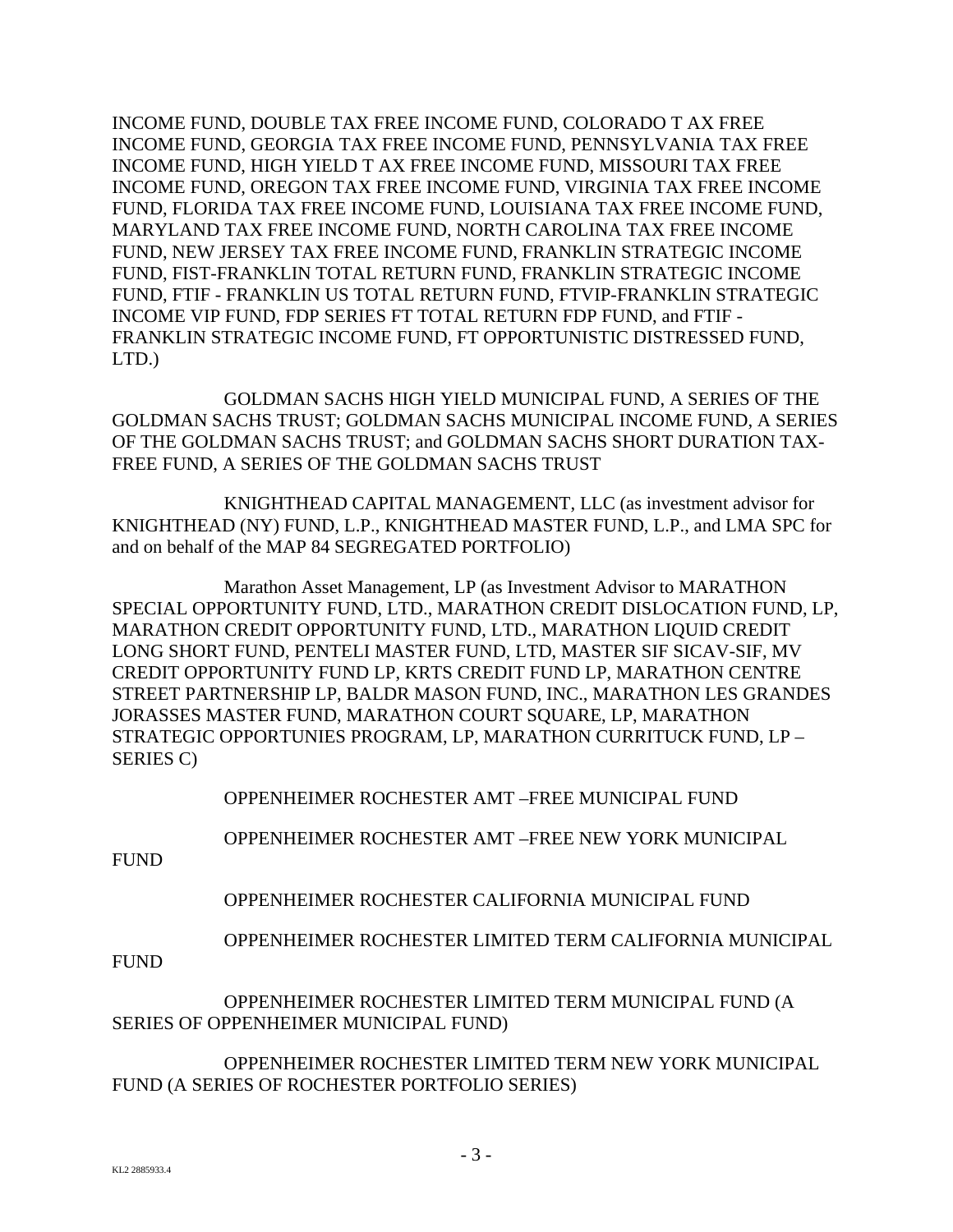INCOME FUND, DOUBLE TAX FREE INCOME FUND, COLORADO T AX FREE INCOME FUND, GEORGIA TAX FREE INCOME FUND, PENNSYLVANIA TAX FREE INCOME FUND, HIGH YIELD T AX FREE INCOME FUND, MISSOURI TAX FREE INCOME FUND, OREGON TAX FREE INCOME FUND, VIRGINIA TAX FREE INCOME FUND, FLORIDA TAX FREE INCOME FUND, LOUISIANA TAX FREE INCOME FUND, MARYLAND TAX FREE INCOME FUND, NORTH CAROLINA TAX FREE INCOME FUND, NEW JERSEY TAX FREE INCOME FUND, FRANKLIN STRATEGIC INCOME FUND, FIST-FRANKLIN TOTAL RETURN FUND, FRANKLIN STRATEGIC INCOME FUND, FTIF - FRANKLIN US TOTAL RETURN FUND, FTVIP-FRANKLIN STRATEGIC INCOME VIP FUND, FDP SERIES FT TOTAL RETURN FDP FUND, and FTIF - FRANKLIN STRATEGIC INCOME FUND, FT OPPORTUNISTIC DISTRESSED FUND, LTD.)

GOLDMAN SACHS HIGH YIELD MUNICIPAL FUND, A SERIES OF THE GOLDMAN SACHS TRUST; GOLDMAN SACHS MUNICIPAL INCOME FUND, A SERIES OF THE GOLDMAN SACHS TRUST; and GOLDMAN SACHS SHORT DURATION TAX-FREE FUND, A SERIES OF THE GOLDMAN SACHS TRUST

KNIGHTHEAD CAPITAL MANAGEMENT, LLC (as investment advisor for KNIGHTHEAD (NY) FUND, L.P., KNIGHTHEAD MASTER FUND, L.P., and LMA SPC for and on behalf of the MAP 84 SEGREGATED PORTFOLIO)

Marathon Asset Management, LP (as Investment Advisor to MARATHON SPECIAL OPPORTUNITY FUND, LTD., MARATHON CREDIT DISLOCATION FUND, LP, MARATHON CREDIT OPPORTUNITY FUND, LTD., MARATHON LIQUID CREDIT LONG SHORT FUND, PENTELI MASTER FUND, LTD, MASTER SIF SICAV-SIF, MV CREDIT OPPORTUNITY FUND LP, KRTS CREDIT FUND LP, MARATHON CENTRE STREET PARTNERSHIP LP, BALDR MASON FUND, INC., MARATHON LES GRANDES JORASSES MASTER FUND, MARATHON COURT SQUARE, LP, MARATHON STRATEGIC OPPORTUNIES PROGRAM, LP, MARATHON CURRITUCK FUND, LP – SERIES C)

OPPENHEIMER ROCHESTER AMT –FREE MUNICIPAL FUND

OPPENHEIMER ROCHESTER AMT –FREE NEW YORK MUNICIPAL FUND

OPPENHEIMER ROCHESTER CALIFORNIA MUNICIPAL FUND

OPPENHEIMER ROCHESTER LIMITED TERM CALIFORNIA MUNICIPAL FUND

OPPENHEIMER ROCHESTER LIMITED TERM MUNICIPAL FUND (A SERIES OF OPPENHEIMER MUNICIPAL FUND)

OPPENHEIMER ROCHESTER LIMITED TERM NEW YORK MUNICIPAL FUND (A SERIES OF ROCHESTER PORTFOLIO SERIES)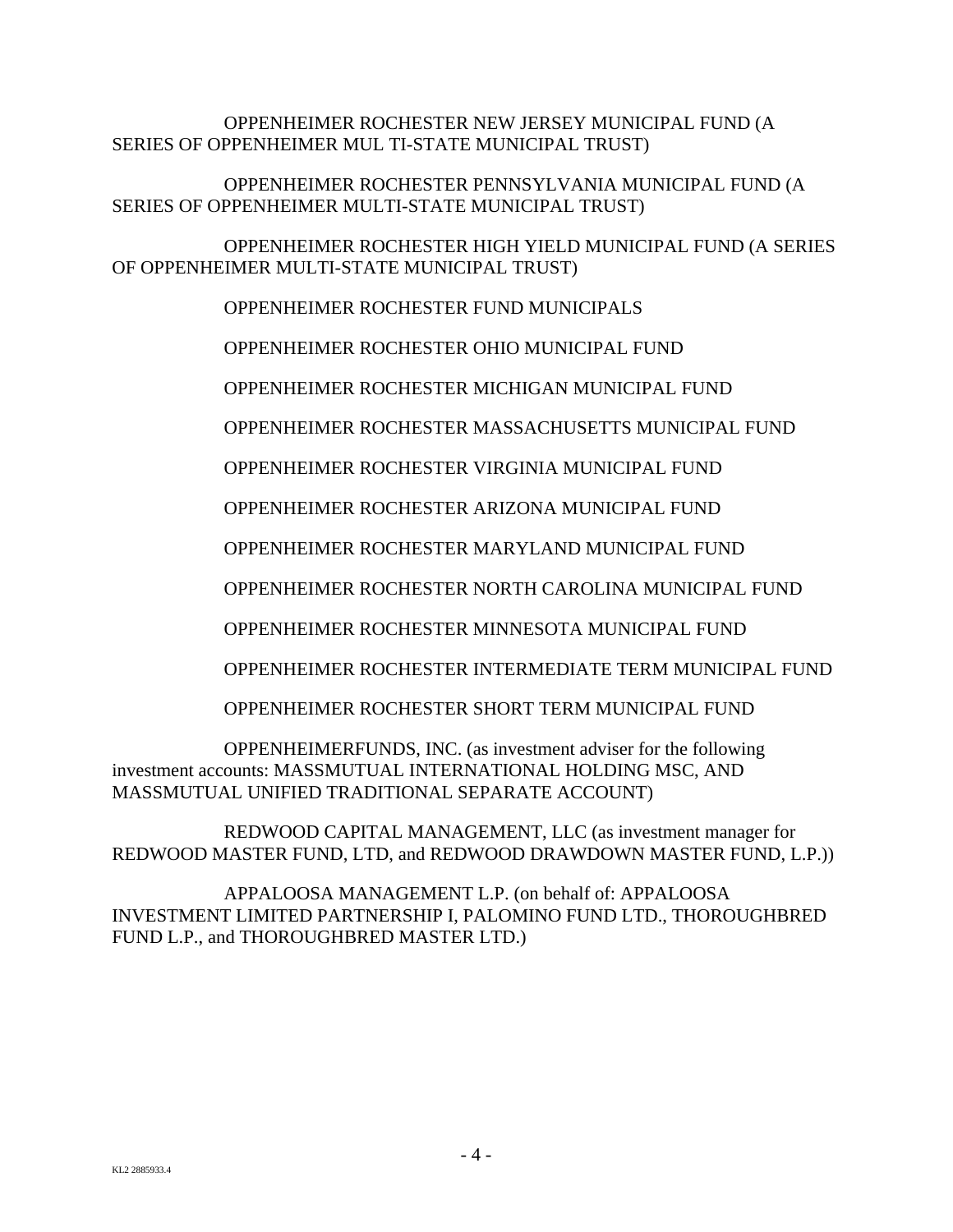OPPENHEIMER ROCHESTER NEW JERSEY MUNICIPAL FUND (A SERIES OF OPPENHEIMER MUL TI-STATE MUNICIPAL TRUST)

OPPENHEIMER ROCHESTER PENNSYLVANIA MUNICIPAL FUND (A SERIES OF OPPENHEIMER MULTI-STATE MUNICIPAL TRUST)

OPPENHEIMER ROCHESTER HIGH YIELD MUNICIPAL FUND (A SERIES OF OPPENHEIMER MULTI-STATE MUNICIPAL TRUST)

OPPENHEIMER ROCHESTER FUND MUNICIPALS

OPPENHEIMER ROCHESTER OHIO MUNICIPAL FUND

OPPENHEIMER ROCHESTER MICHIGAN MUNICIPAL FUND

OPPENHEIMER ROCHESTER MASSACHUSETTS MUNICIPAL FUND

OPPENHEIMER ROCHESTER VIRGINIA MUNICIPAL FUND

OPPENHEIMER ROCHESTER ARIZONA MUNICIPAL FUND

OPPENHEIMER ROCHESTER MARYLAND MUNICIPAL FUND

OPPENHEIMER ROCHESTER NORTH CAROLINA MUNICIPAL FUND

OPPENHEIMER ROCHESTER MINNESOTA MUNICIPAL FUND

OPPENHEIMER ROCHESTER INTERMEDIATE TERM MUNICIPAL FUND

OPPENHEIMER ROCHESTER SHORT TERM MUNICIPAL FUND

OPPENHEIMERFUNDS, INC. (as investment adviser for the following investment accounts: MASSMUTUAL INTERNATIONAL HOLDING MSC, AND MASSMUTUAL UNIFIED TRADITIONAL SEPARATE ACCOUNT)

REDWOOD CAPITAL MANAGEMENT, LLC (as investment manager for REDWOOD MASTER FUND, LTD, and REDWOOD DRAWDOWN MASTER FUND, L.P.))

APPALOOSA MANAGEMENT L.P. (on behalf of: APPALOOSA INVESTMENT LIMITED PARTNERSHIP I, PALOMINO FUND LTD., THOROUGHBRED FUND L.P., and THOROUGHBRED MASTER LTD.)

KL2 2885933.4